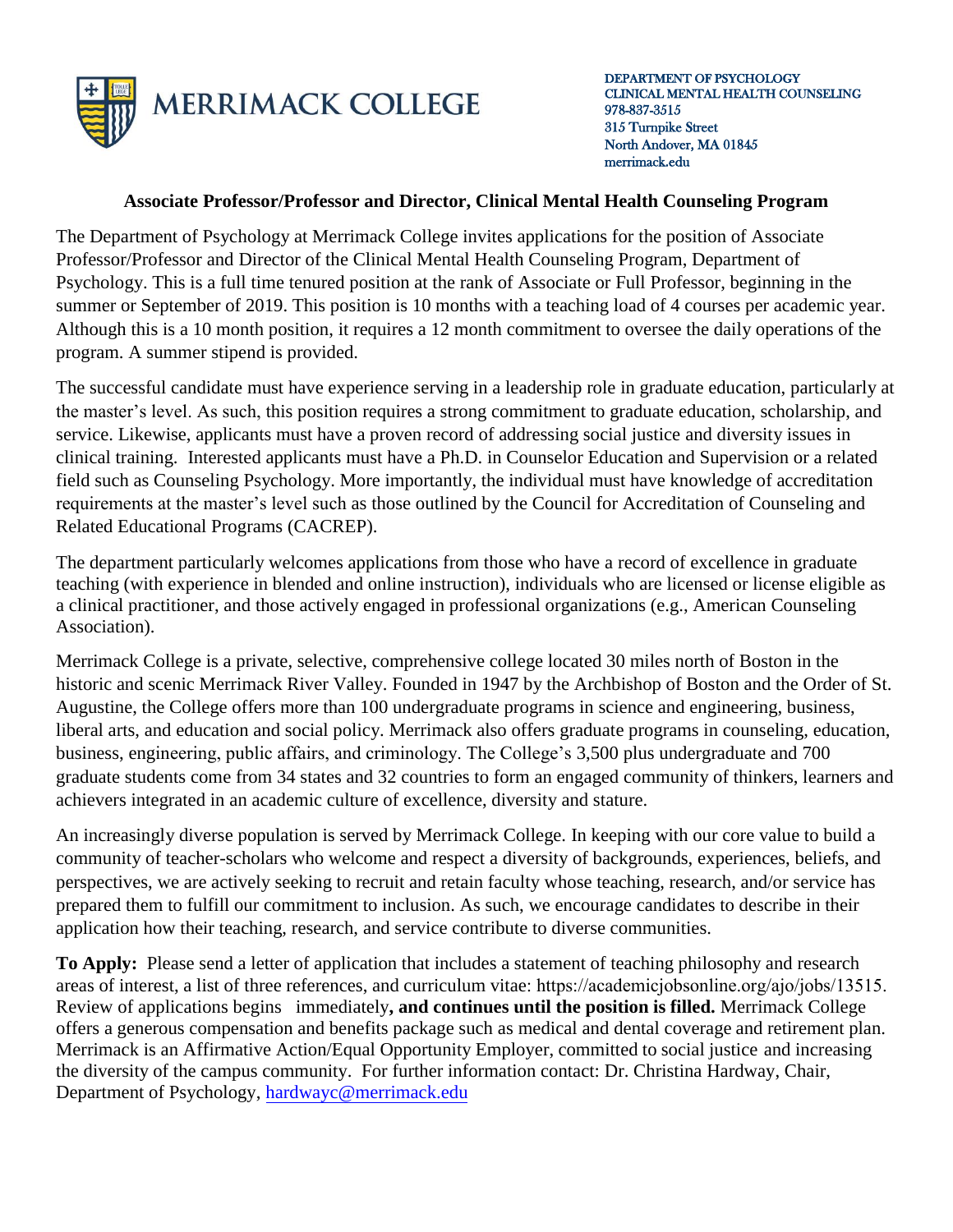MERRIMACK COLLEGE

DEPARTMENT OF PSYCHOLOGY
CLINICAL MENTAL HEALTH COUNSELING
978-837-3515
315 Turnpike Street
North Andover, MA 01845
merrimack.edu

## Associate Professor/Professor and Director, Clinical Mental Health Counseling Program

The Department of Psychology at Merrimack College invites applications for the position of Associate Professor/Professor and Director of the Clinical Mental Health Counseling Program, Department of Psychology. This is a full time tenured position at the rank of Associate or Full Professor, beginning in the summer or September of 2019. This position is 10 months with a teaching load of 4 courses per academic year. Although this is a 10 month position, it requires a 12 month commitment to oversee the daily operations of the program. A summer stipend is provided.

The successful candidate must have experience serving in a leadership role in graduate education, particularly at the master's level. As such, this position requires a strong commitment to graduate education, scholarship, and service. Likewise, applicants must have a proven record of addressing social justice and diversity issues in clinical training. Interested applicants must have a Ph.D. in Counselor Education and Supervision or a related field such as Counseling Psychology. More importantly, the individual must have knowledge of accreditation requirements at the master's level such as those outlined by the Council for Accreditation of Counseling and Related Educational Programs (CACREP).

The department particularly welcomes applications from those who have a record of excellence in graduate teaching (with experience in blended and online instruction), individuals who are licensed or license eligible as a clinical practitioner, and those actively engaged in professional organizations (e.g., American Counseling Association).

Merrimack College is a private, selective, comprehensive college located 30 miles north of Boston in the historic and scenic Merrimack River Valley. Founded in 1947 by the Archbishop of Boston and the Order of St. Augustine, the College offers more than 100 undergraduate programs in science and engineering, business, liberal arts, and education and social policy. Merrimack also offers graduate programs in counseling, education, business, engineering, public affairs, and criminology. The College's 3,500 plus undergraduate and 700 graduate students come from 34 states and 32 countries to form an engaged community of thinkers, learners and achievers integrated in an academic culture of excellence, diversity and stature.

An increasingly diverse population is served by Merrimack College. In keeping with our core value to build a community of teacher-scholars who welcome and respect a diversity of backgrounds, experiences, beliefs, and perspectives, we are actively seeking to recruit and retain faculty whose teaching, research, and/or service has prepared them to fulfill our commitment to inclusion. As such, we encourage candidates to describe in their application how their teaching, research, and service contribute to diverse communities.

**To Apply:** Please send a letter of application that includes a statement of teaching philosophy and research areas of interest, a list of three references, and curriculum vitae: https://academicjobsonline.org/ajo/jobs/13515. Review of applications begins immediately**, and continues until the position is filled.** Merrimack College offers a generous compensation and benefits package such as medical and dental coverage and retirement plan. Merrimack is an Affirmative Action/Equal Opportunity Employer, committed to social justice and increasing the diversity of the campus community. For further information contact: Dr. Christina Hardway, Chair, Department of Psychology, hardwayc@merrimack.edu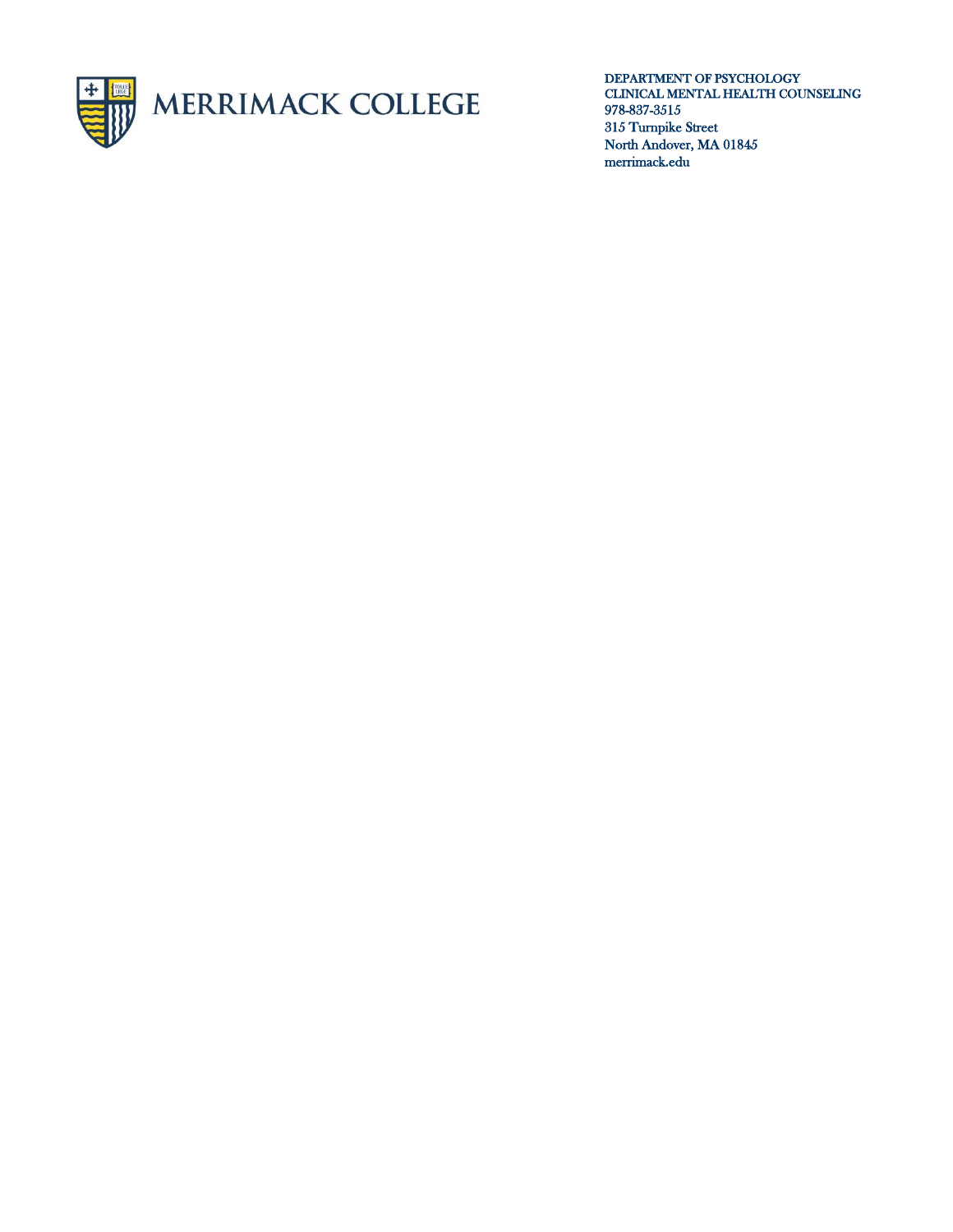MERRIMACK COLLEGE

DEPARTMENT OF PSYCHOLOGY
CLINICAL MENTAL HEALTH COUNSELING
978-837-3515
315 Turnpike Street
North Andover, MA 01845
merrimack.edu